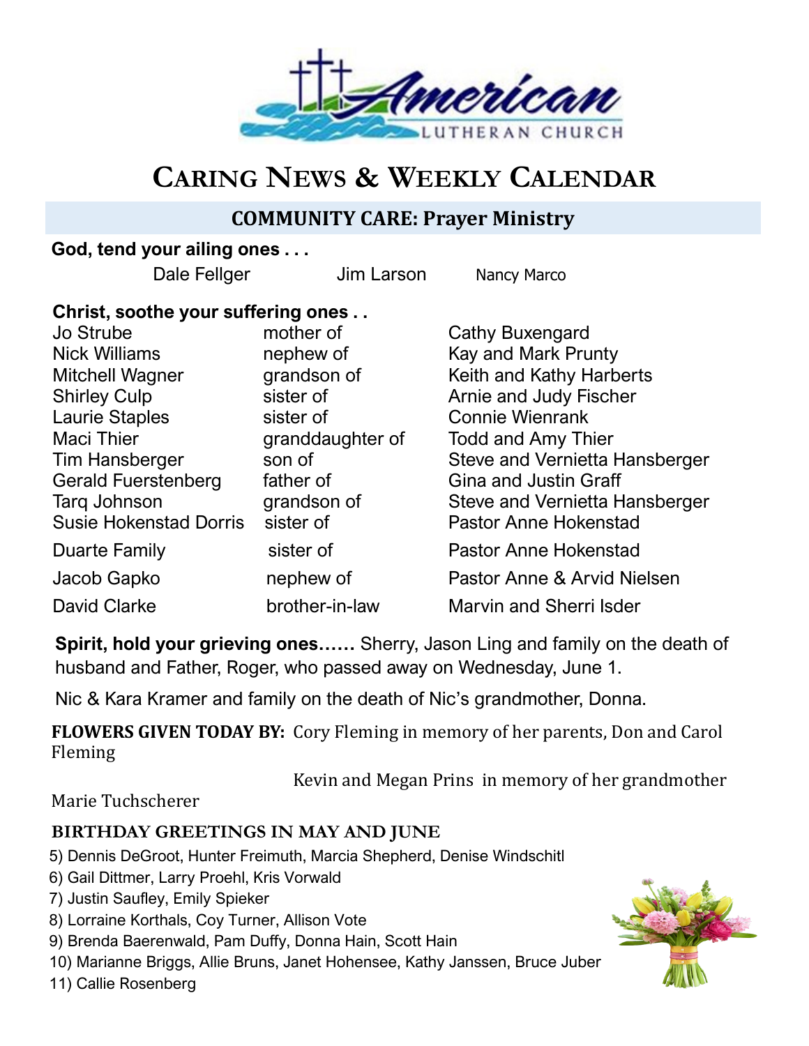# CARING NEWS & WEEKLY CALENDAR

## COMMUNITY CARE: Prayer Ministry

**God, tend your ailing ones . . .**

Dale Fellger     Jim Larson     Nancy Marco

**Christ, soothe your suffering ones . .**

| | | |
|---|---|---|
| Jo Strube | mother of | Cathy Buxengard |
| Nick Williams | nephew of | Kay and Mark Prunty |
| Mitchell Wagner | grandson of | Keith and Kathy Harberts |
| Shirley Culp | sister of | Arnie and Judy Fischer |
| Laurie Staples | sister of | Connie Wienrank |
| Maci Thier | granddaughter of | Todd and Amy Thier |
| Tim Hansberger | son of | Steve and Vernietta Hansberger |
| Gerald Fuerstenberg | father of | Gina and Justin Graff |
| Tarq Johnson | grandson of | Steve and Vernietta Hansberger |
| Susie Hokenstad Dorris | sister of | Pastor Anne Hokenstad |
| Duarte Family | sister of | Pastor Anne Hokenstad |
| Jacob Gapko | nephew of | Pastor Anne & Arvid Nielsen |
| David Clarke | brother-in-law | Marvin and Sherri Isder |

**Spirit, hold your grieving ones……** Sherry, Jason Ling and family on the death of husband and Father, Roger, who passed away on Wednesday, June 1.

Nic & Kara Kramer and family on the death of Nic's grandmother, Donna.

**FLOWERS GIVEN TODAY BY:** Cory Fleming in memory of her parents, Don and Carol Fleming

Kevin and Megan Prins in memory of her grandmother Marie Tuchscherer

**BIRTHDAY GREETINGS IN MAY AND JUNE**

5) Dennis DeGroot, Hunter Freimuth, Marcia Shepherd, Denise Windschitl
6) Gail Dittmer, Larry Proehl, Kris Vorwald
7) Justin Saufley, Emily Spieker
8) Lorraine Korthals, Coy Turner, Allison Vote
9) Brenda Baerenwald, Pam Duffy, Donna Hain, Scott Hain
10) Marianne Briggs, Allie Bruns, Janet Hohensee, Kathy Janssen, Bruce Juber
11) Callie Rosenberg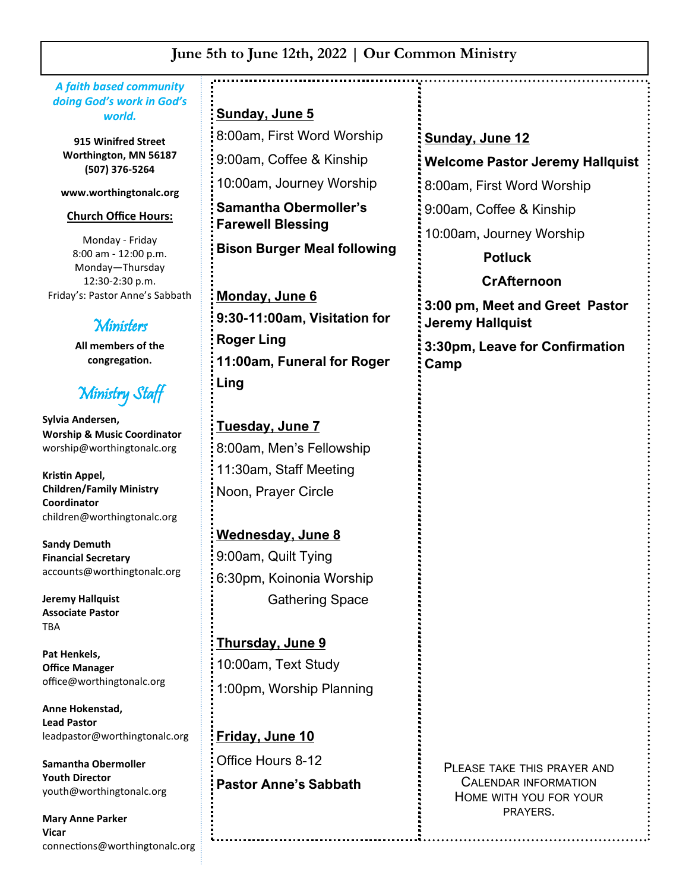# June 5th to June 12th, 2022 | Our Common Ministry

*A faith based community doing God's work in God's world.*

**915 Winifred Street**
**Worthington, MN 56187**
**(507) 376-5264**

**www.worthingtonalc.org**

**Church Office Hours:**

Monday - Friday
8:00 am - 12:00 p.m.
Monday—Thursday
12:30-2:30 p.m.
Friday's: Pastor Anne's Sabbath

## Ministers

**All members of the congregation.**

## Ministry Staff

**Sylvia Andersen,**
**Worship & Music Coordinator**
worship@worthingtonalc.org

**Kristin Appel,**
**Children/Family Ministry Coordinator**
children@worthingtonalc.org

**Sandy Demuth**
**Financial Secretary**
accounts@worthingtonalc.org

**Jeremy Hallquist**
**Associate Pastor**
TBA

**Pat Henkels,**
**Office Manager**
office@worthingtonalc.org

**Anne Hokenstad,**
**Lead Pastor**
leadpastor@worthingtonalc.org

**Samantha Obermoller**
**Youth Director**
youth@worthingtonalc.org

**Mary Anne Parker**
**Vicar**
connections@worthingtonalc.org

**Sunday, June 5**

8:00am, First Word Worship

9:00am, Coffee & Kinship

10:00am, Journey Worship

**Samantha Obermoller's Farewell Blessing**

**Bison Burger Meal following**

**Monday, June 6**

**9:30-11:00am, Visitation for Roger Ling**

**11:00am, Funeral for Roger Ling**

**Tuesday, June 7**

8:00am, Men's Fellowship

11:30am, Staff Meeting

Noon, Prayer Circle

**Wednesday, June 8**

9:00am, Quilt Tying

6:30pm, Koinonia Worship
Gathering Space

**Thursday, June 9**

10:00am, Text Study

1:00pm, Worship Planning

**Friday, June 10**

Office Hours 8-12

**Pastor Anne's Sabbath**

**Sunday, June 12**

**Welcome Pastor Jeremy Hallquist**

8:00am, First Word Worship

9:00am, Coffee & Kinship

10:00am, Journey Worship

**Potluck**

**CrAfternoon**

**3:00 pm, Meet and Greet Pastor Jeremy Hallquist**

**3:30pm, Leave for Confirmation Camp**

PLEASE TAKE THIS PRAYER AND CALENDAR INFORMATION HOME WITH YOU FOR YOUR PRAYERS.